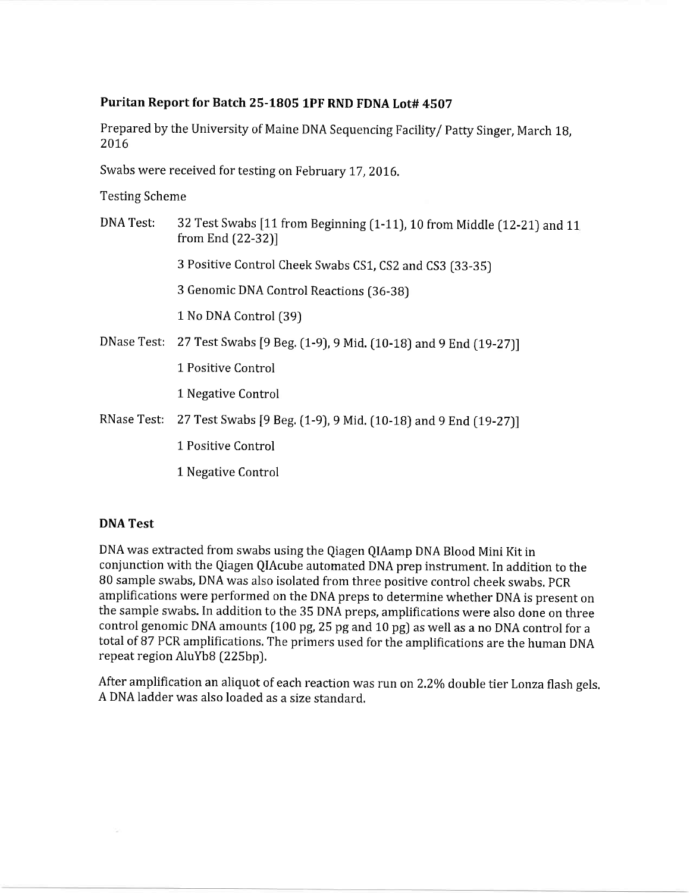**Puritan Report for Batch 25-1805 1PF RND FDNA Lot# 4507**

Prepared by the University of Maine DNA Sequencing Facility/ Patty Singer, March 18, 2016

Swabs were received for testing on February 17, 2016.

Testing Scheme

DNA Test: 32 Test Swabs [11 from Beginning (1-11), 10 from Middle (12-21) and 11 from End (22-32)]

3 Positive Control Cheek Swabs CS1, CS2 and CS3 (33-35)

3 Genomic DNA Control Reactions (36-38)

1 No DNA Control (39)

DNase Test: 27 Test Swabs [9 Beg. (1-9), 9 Mid. (10-18) and 9 End (19-27)]

1 Positive Control

1 Negative Control

RNase Test: 27 Test Swabs [9 Beg. (1-9), 9 Mid. (10-18) and 9 End (19-27)]

1 Positive Control

1 Negative Control

**DNA Test**

DNA was extracted from swabs using the Qiagen QIAamp DNA Blood Mini Kit in conjunction with the Qiagen QIAcube automated DNA prep instrument. In addition to the 80 sample swabs, DNA was also isolated from three positive control cheek swabs. PCR amplifications were performed on the DNA preps to determine whether DNA is present on the sample swabs. In addition to the 35 DNA preps, amplifications were also done on three control genomic DNA amounts (100 pg, 25 pg and 10 pg) as well as a no DNA control for a total of 87 PCR amplifications. The primers used for the amplifications are the human DNA repeat region AluYb8 (225bp).

After amplification an aliquot of each reaction was run on 2.2% double tier Lonza flash gels. A DNA ladder was also loaded as a size standard.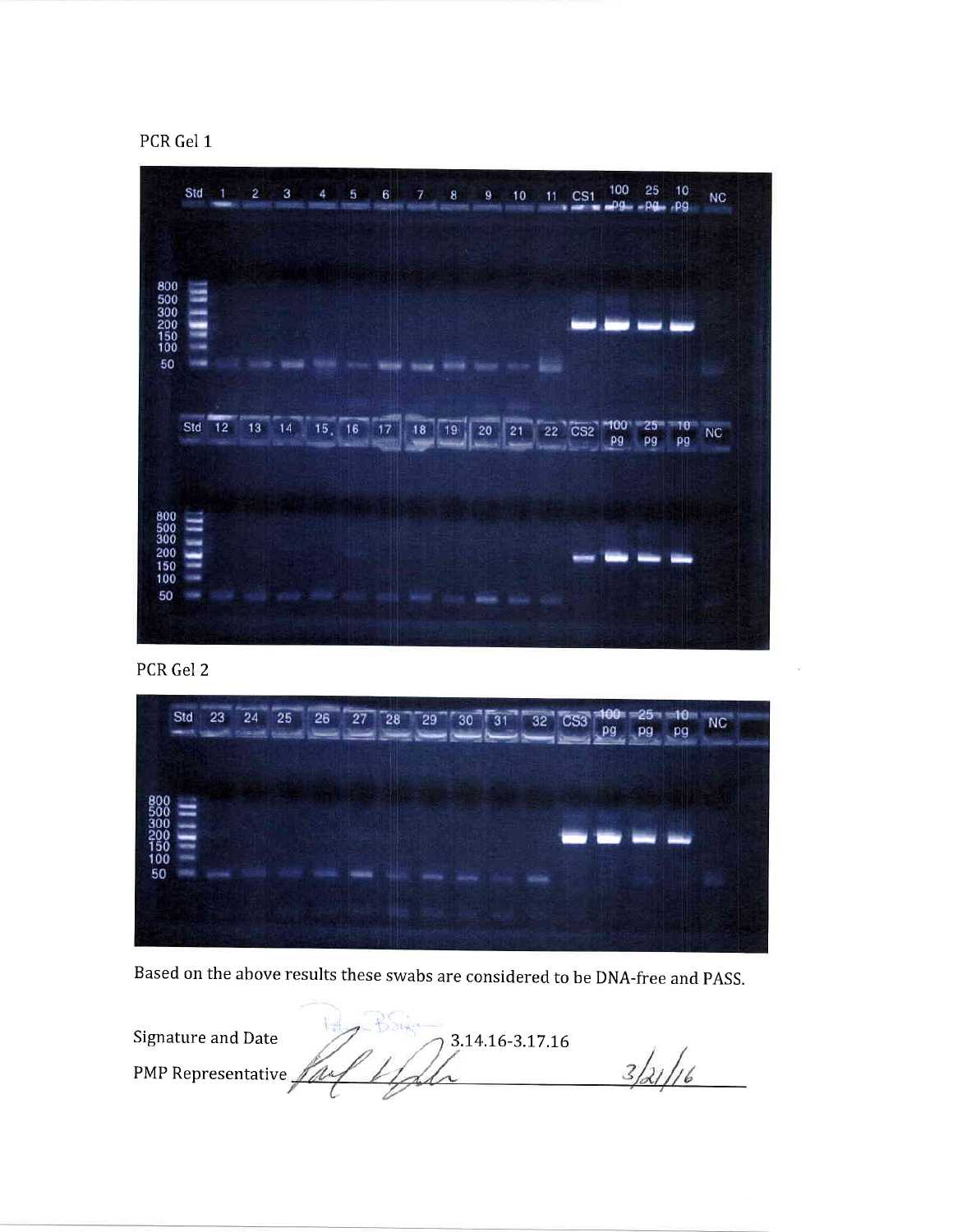PCR Gel 1

Std 1 2 3 4 5 6 7 8 9 10 11 CS1 100 pg 25 pg 10 pg NC

800
500
300
200
150
100
50

Std 12 13 14 15 16 17 18 19 20 21 22 CS2 100 pg 25 pg 10 pg NC

800
500
300
200
150
100
50

PCR Gel 2

Std 23 24 25 26 27 28 29 30 31 32 CS3 100 pg 25 pg 10 pg NC

800
500
300
200
150
100
50

Based on the above results these swabs are considered to be DNA-free and PASS.

Signature and Date 3.14.16-3.17.16

PMP Representative 3/21/16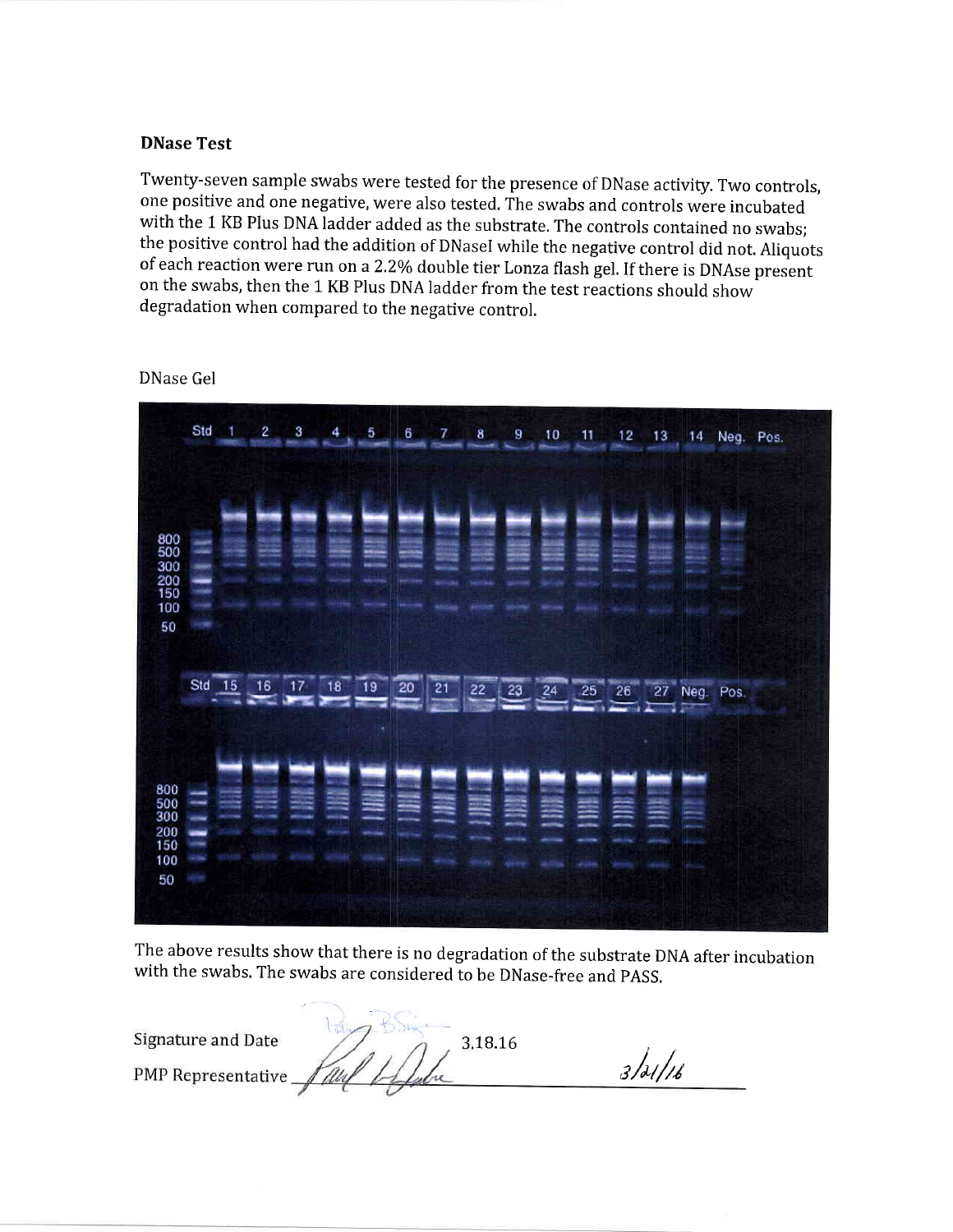### DNase Test

Twenty-seven sample swabs were tested for the presence of DNase activity. Two controls, one positive and one negative, were also tested. The swabs and controls were incubated with the 1 KB Plus DNA ladder added as the substrate. The controls contained no swabs; the positive control had the addition of DNaseI while the negative control did not. Aliquots of each reaction were run on a 2.2% double tier Lonza flash gel. If there is DNAse present on the swabs, then the 1 KB Plus DNA ladder from the test reactions should show degradation when compared to the negative control.

DNase Gel

The above results show that there is no degradation of the substrate DNA after incubation with the swabs. The swabs are considered to be DNase-free and PASS.

Signature and Date 3.18.16

PMP Representative 3/21/16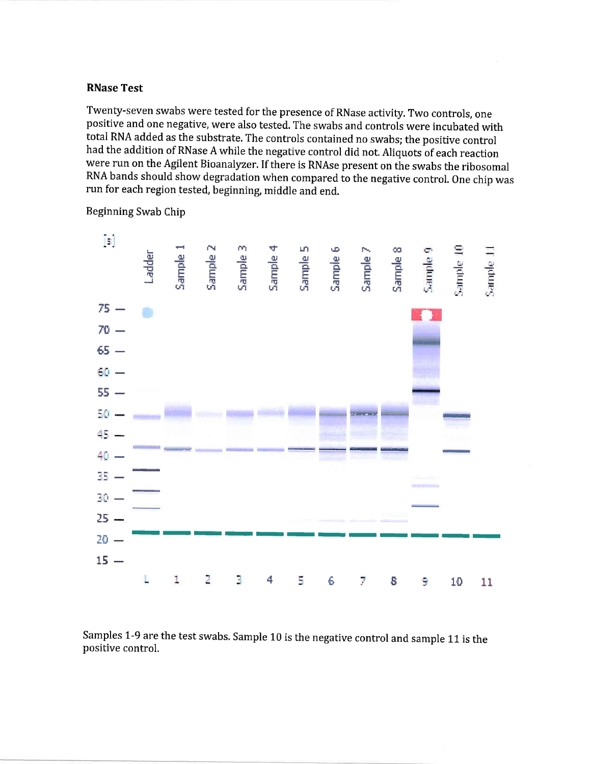**RNase Test**

Twenty-seven swabs were tested for the presence of RNase activity. Two controls, one positive and one negative, were also tested. The swabs and controls were incubated with total RNA added as the substrate. The controls contained no swabs; the positive control had the addition of RNase A while the negative control did not. Aliquots of each reaction were run on the Agilent Bioanalyzer. If there is RNAse present on the swabs the ribosomal RNA bands should show degradation when compared to the negative control. One chip was run for each region tested, beginning, middle and end.

Beginning Swab Chip

Samples 1-9 are the test swabs. Sample 10 is the negative control and sample 11 is the positive control.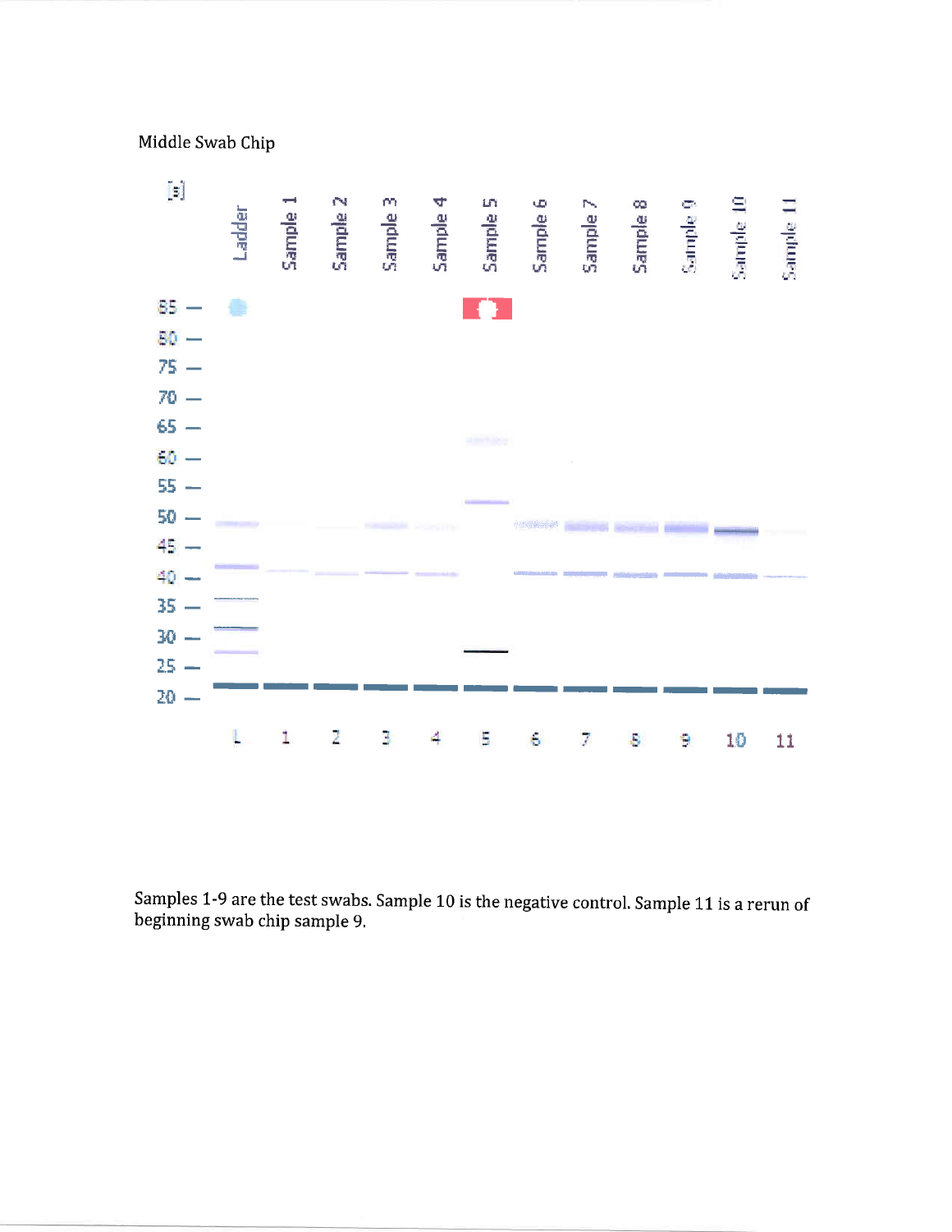Middle Swab Chip

Samples 1-9 are the test swabs. Sample 10 is the negative control. Sample 11 is a rerun of beginning swab chip sample 9.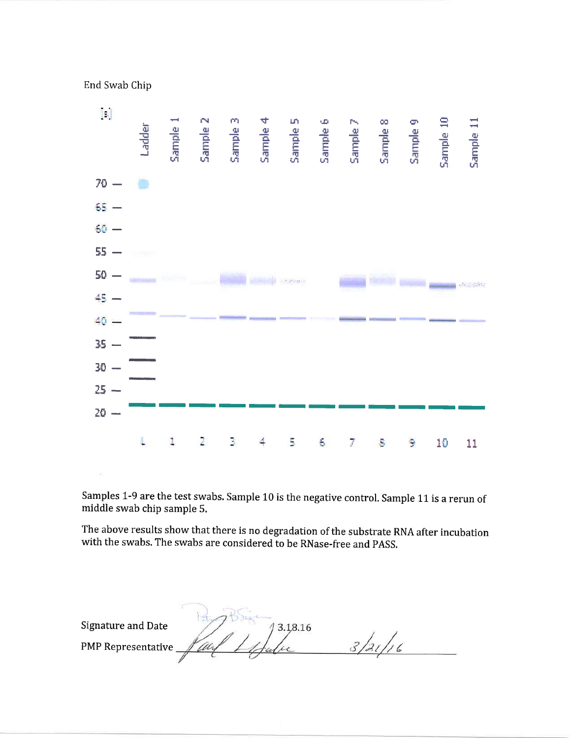End Swab Chip

Ladder
Sample 1
Sample 2
Sample 3
Sample 4
Sample 5
Sample 6
Sample 7
Sample 8
Sample 9
Sample 10
Sample 11

70 —
65 —
60 —
55 —
50 —
45 —
40 —
35 —
30 —
25 —
20 —

L 1 2 3 4 5 6 7 8 9 10 11

Samples 1-9 are the test swabs. Sample 10 is the negative control. Sample 11 is a rerun of middle swab chip sample 5.

The above results show that there is no degradation of the substrate RNA after incubation with the swabs. The swabs are considered to be RNase-free and PASS.

Signature and Date 3.18.16

PMP Representative 3/21/16